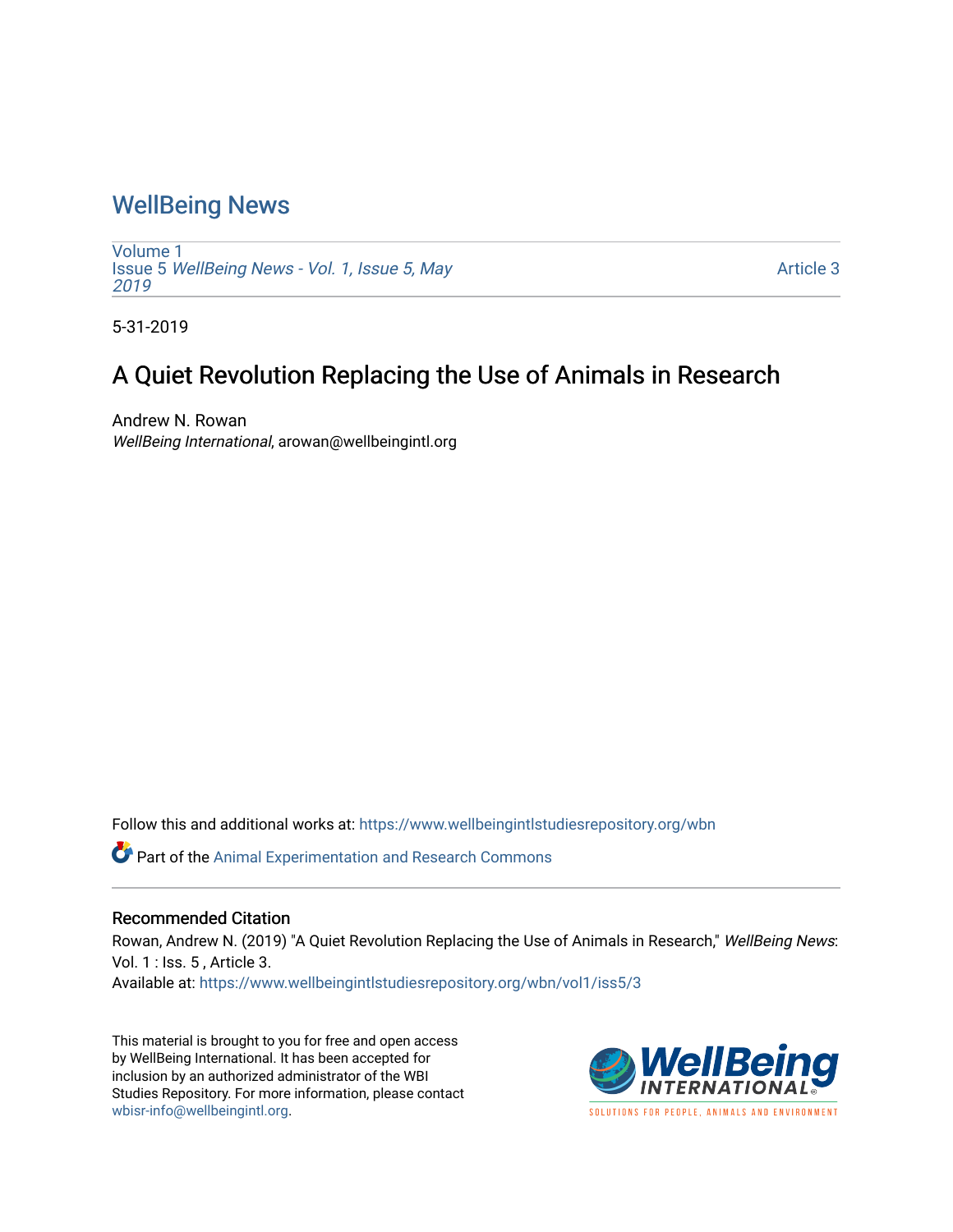# WellBeing News

Volume 1
Issue 5 *WellBeing News - Vol. 1, Issue 5, May 2019*

Article 3

5-31-2019

## A Quiet Revolution Replacing the Use of Animals in Research

Andrew N. Rowan
*WellBeing International*, arowan@wellbeingintl.org

Follow this and additional works at: https://www.wellbeingintlstudiesrepository.org/wbn

Part of the Animal Experimentation and Research Commons

### Recommended Citation

Rowan, Andrew N. (2019) "A Quiet Revolution Replacing the Use of Animals in Research," *WellBeing News*: Vol. 1 : Iss. 5 , Article 3.
Available at: https://www.wellbeingintlstudiesrepository.org/wbn/vol1/iss5/3

This material is brought to you for free and open access by WellBeing International. It has been accepted for inclusion by an authorized administrator of the WBI Studies Repository. For more information, please contact wbisr-info@wellbeingintl.org.

WellBeing INTERNATIONAL
SOLUTIONS FOR PEOPLE, ANIMALS AND ENVIRONMENT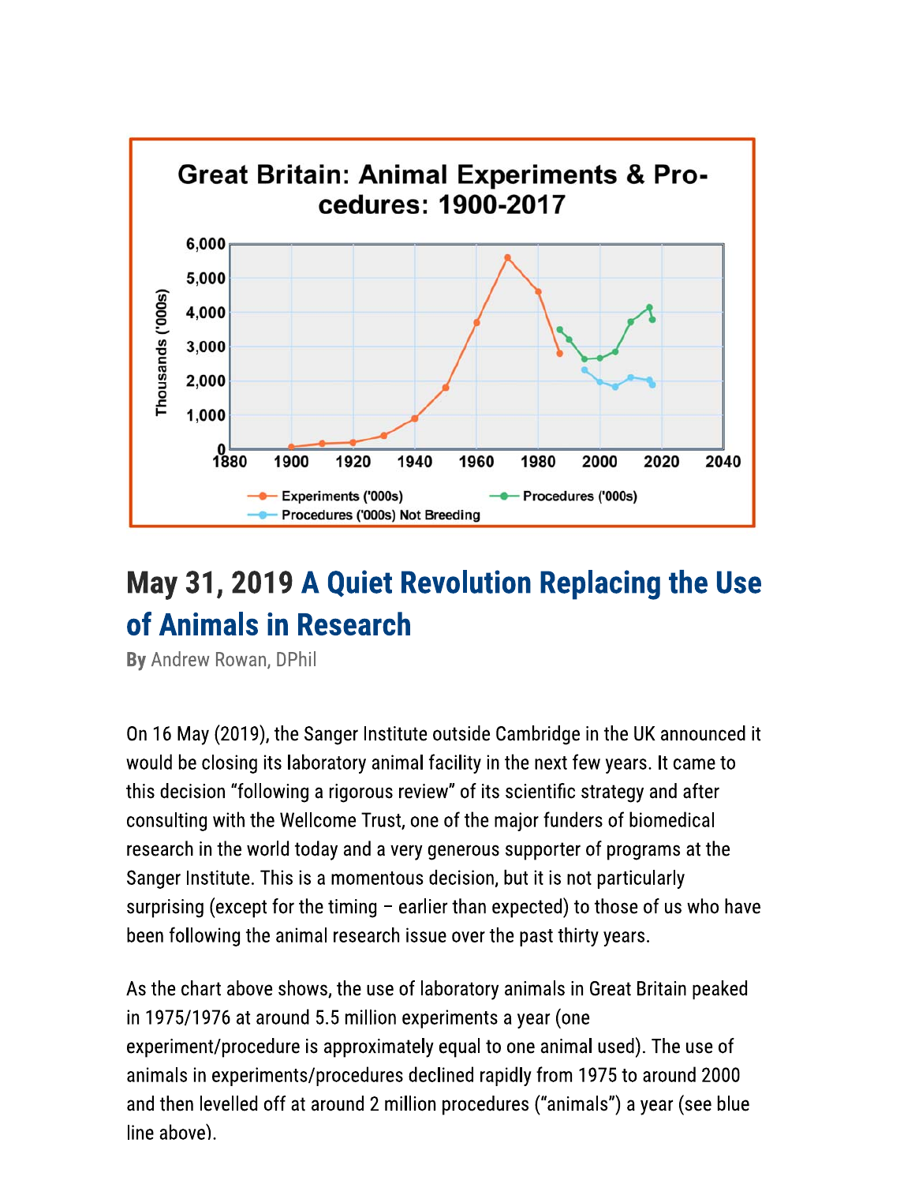**Great Britain: Animal Experiments & Procedures: 1900-2017**

## May 31, 2019 A Quiet Revolution Replacing the Use of Animals in Research

**By** Andrew Rowan, DPhil

On 16 May (2019), the Sanger Institute outside Cambridge in the UK announced it would be closing its laboratory animal facility in the next few years. It came to this decision "following a rigorous review" of its scientific strategy and after consulting with the Wellcome Trust, one of the major funders of biomedical research in the world today and a very generous supporter of programs at the Sanger Institute. This is a momentous decision, but it is not particularly surprising (except for the timing – earlier than expected) to those of us who have been following the animal research issue over the past thirty years.

As the chart above shows, the use of laboratory animals in Great Britain peaked in 1975/1976 at around 5.5 million experiments a year (one experiment/procedure is approximately equal to one animal used). The use of animals in experiments/procedures declined rapidly from 1975 to around 2000 and then levelled off at around 2 million procedures ("animals") a year (see blue line above).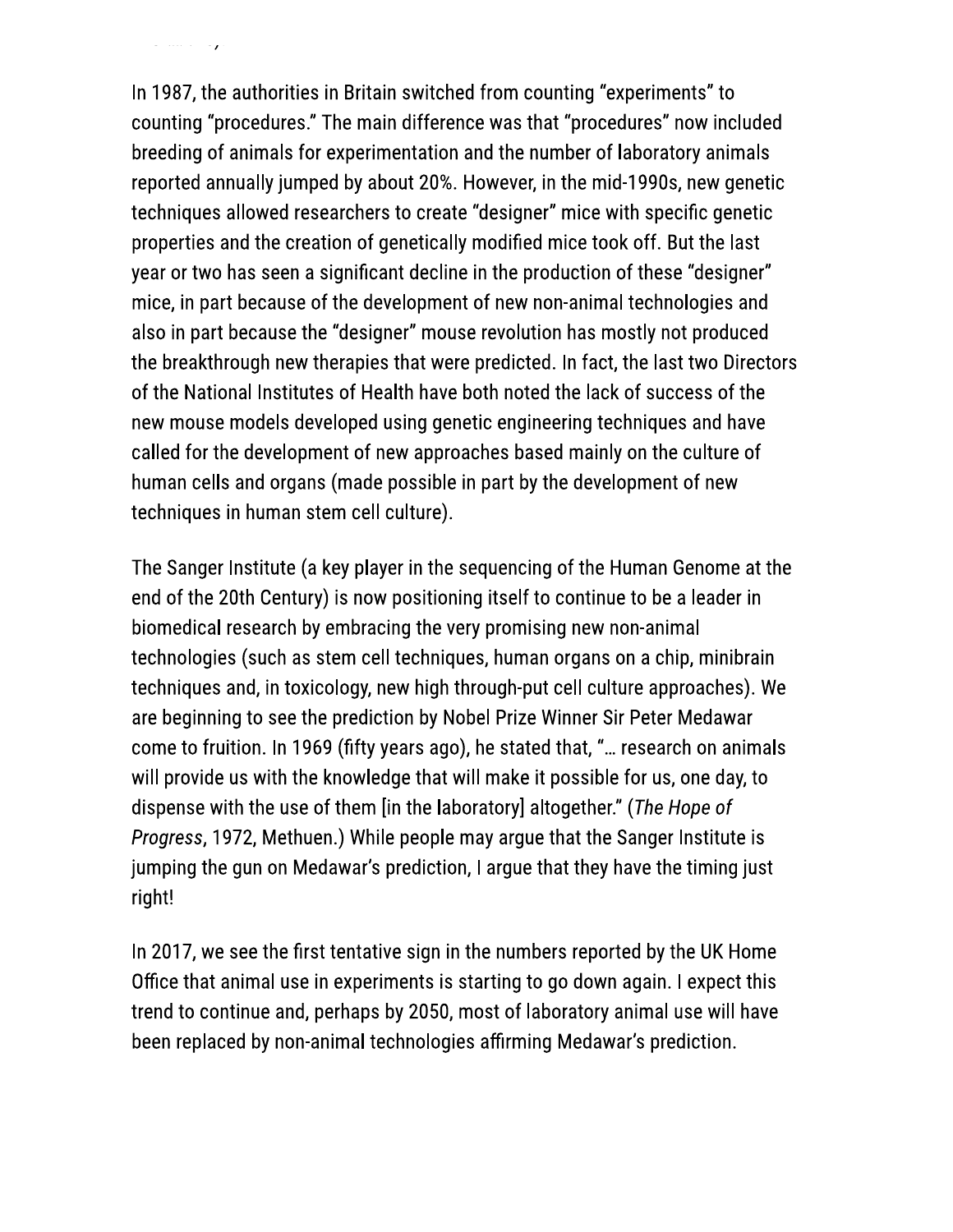In 1987, the authorities in Britain switched from counting "experiments" to counting "procedures." The main difference was that "procedures" now included breeding of animals for experimentation and the number of laboratory animals reported annually jumped by about 20%. However, in the mid-1990s, new genetic techniques allowed researchers to create "designer" mice with specific genetic properties and the creation of genetically modified mice took off. But the last year or two has seen a significant decline in the production of these "designer" mice, in part because of the development of new non-animal technologies and also in part because the "designer" mouse revolution has mostly not produced the breakthrough new therapies that were predicted. In fact, the last two Directors of the National Institutes of Health have both noted the lack of success of the new mouse models developed using genetic engineering techniques and have called for the development of new approaches based mainly on the culture of human cells and organs (made possible in part by the development of new techniques in human stem cell culture).

The Sanger Institute (a key player in the sequencing of the Human Genome at the end of the 20th Century) is now positioning itself to continue to be a leader in biomedical research by embracing the very promising new non-animal technologies (such as stem cell techniques, human organs on a chip, minibrain techniques and, in toxicology, new high through-put cell culture approaches). We are beginning to see the prediction by Nobel Prize Winner Sir Peter Medawar come to fruition. In 1969 (fifty years ago), he stated that, "… research on animals will provide us with the knowledge that will make it possible for us, one day, to dispense with the use of them [in the laboratory] altogether." (*The Hope of Progress*, 1972, Methuen.) While people may argue that the Sanger Institute is jumping the gun on Medawar's prediction, I argue that they have the timing just right!

In 2017, we see the first tentative sign in the numbers reported by the UK Home Office that animal use in experiments is starting to go down again. I expect this trend to continue and, perhaps by 2050, most of laboratory animal use will have been replaced by non-animal technologies affirming Medawar's prediction.